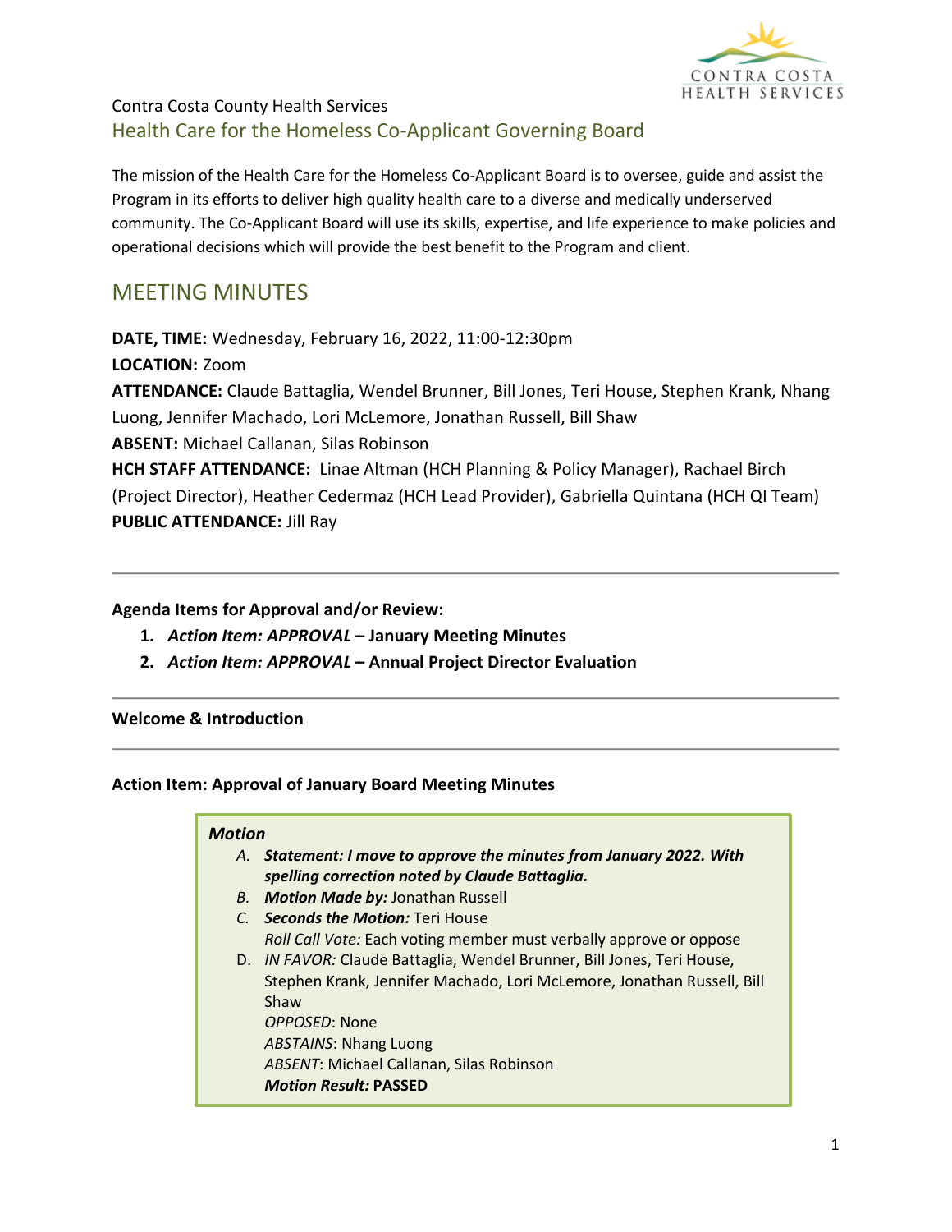Contra Costa County Health Services

## Health Care for the Homeless Co-Applicant Governing Board

The mission of the Health Care for the Homeless Co-Applicant Board is to oversee, guide and assist the Program in its efforts to deliver high quality health care to a diverse and medically underserved community. The Co-Applicant Board will use its skills, expertise, and life experience to make policies and operational decisions which will provide the best benefit to the Program and client.

# MEETING MINUTES

**DATE, TIME:** Wednesday, February 16, 2022, 11:00-12:30pm
**LOCATION:** Zoom
**ATTENDANCE:** Claude Battaglia, Wendel Brunner, Bill Jones, Teri House, Stephen Krank, Nhang Luong, Jennifer Machado, Lori McLemore, Jonathan Russell, Bill Shaw
**ABSENT:** Michael Callanan, Silas Robinson
**HCH STAFF ATTENDANCE:** Linae Altman (HCH Planning & Policy Manager), Rachael Birch (Project Director), Heather Cedermaz (HCH Lead Provider), Gabriella Quintana (HCH QI Team)
**PUBLIC ATTENDANCE:** Jill Ray

---

**Agenda Items for Approval and/or Review:**

1. ***Action Item: APPROVAL* – January Meeting Minutes**
2. ***Action Item: APPROVAL* – Annual Project Director Evaluation**

---

**Welcome & Introduction**

---

**Action Item: Approval of January Board Meeting Minutes**

***Motion***

A. ***Statement: I move to approve the minutes from January 2022. With spelling correction noted by Claude Battaglia.***
B. ***Motion Made by:*** Jonathan Russell
C. ***Seconds the Motion:*** Teri House
*Roll Call Vote:* Each voting member must verbally approve or oppose
D. *IN FAVOR:* Claude Battaglia, Wendel Brunner, Bill Jones, Teri House, Stephen Krank, Jennifer Machado, Lori McLemore, Jonathan Russell, Bill Shaw
*OPPOSED*: None
*ABSTAINS*: Nhang Luong
*ABSENT*: Michael Callanan, Silas Robinson
***Motion Result:*** **PASSED**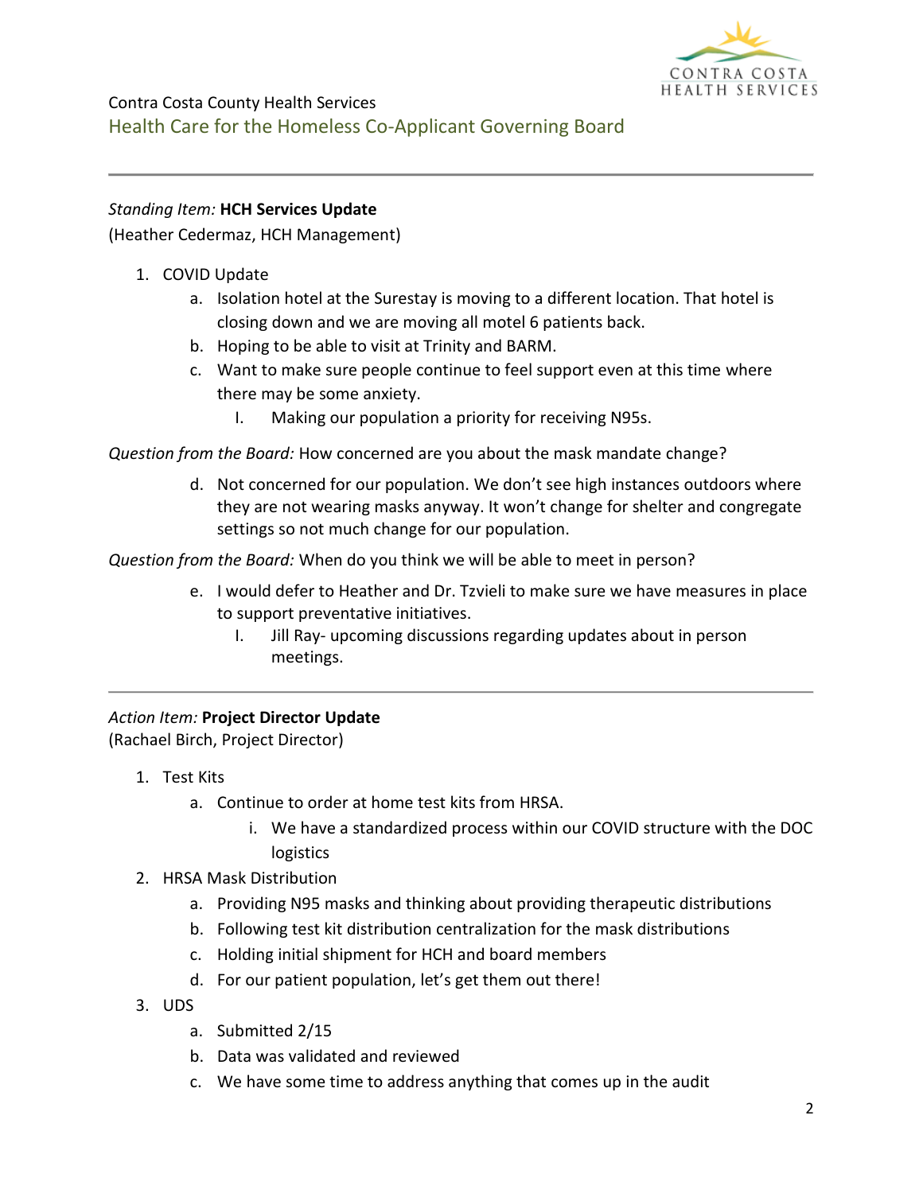Contra Costa County Health Services

Health Care for the Homeless Co-Applicant Governing Board

---

*Standing Item:* **HCH Services Update**

(Heather Cedermaz, HCH Management)

1. COVID Update
   a. Isolation hotel at the Surestay is moving to a different location. That hotel is closing down and we are moving all motel 6 patients back.
   b. Hoping to be able to visit at Trinity and BARM.
   c. Want to make sure people continue to feel support even at this time where there may be some anxiety.
      I. Making our population a priority for receiving N95s.

*Question from the Board:* How concerned are you about the mask mandate change?

   d. Not concerned for our population. We don't see high instances outdoors where they are not wearing masks anyway. It won't change for shelter and congregate settings so not much change for our population.

*Question from the Board:* When do you think we will be able to meet in person?

   e. I would defer to Heather and Dr. Tzvieli to make sure we have measures in place to support preventative initiatives.
      I. Jill Ray- upcoming discussions regarding updates about in person meetings.

---

*Action Item:* **Project Director Update**

(Rachael Birch, Project Director)

1. Test Kits
   a. Continue to order at home test kits from HRSA.
      i. We have a standardized process within our COVID structure with the DOC logistics
2. HRSA Mask Distribution
   a. Providing N95 masks and thinking about providing therapeutic distributions
   b. Following test kit distribution centralization for the mask distributions
   c. Holding initial shipment for HCH and board members
   d. For our patient population, let's get them out there!
3. UDS
   a. Submitted 2/15
   b. Data was validated and reviewed
   c. We have some time to address anything that comes up in the audit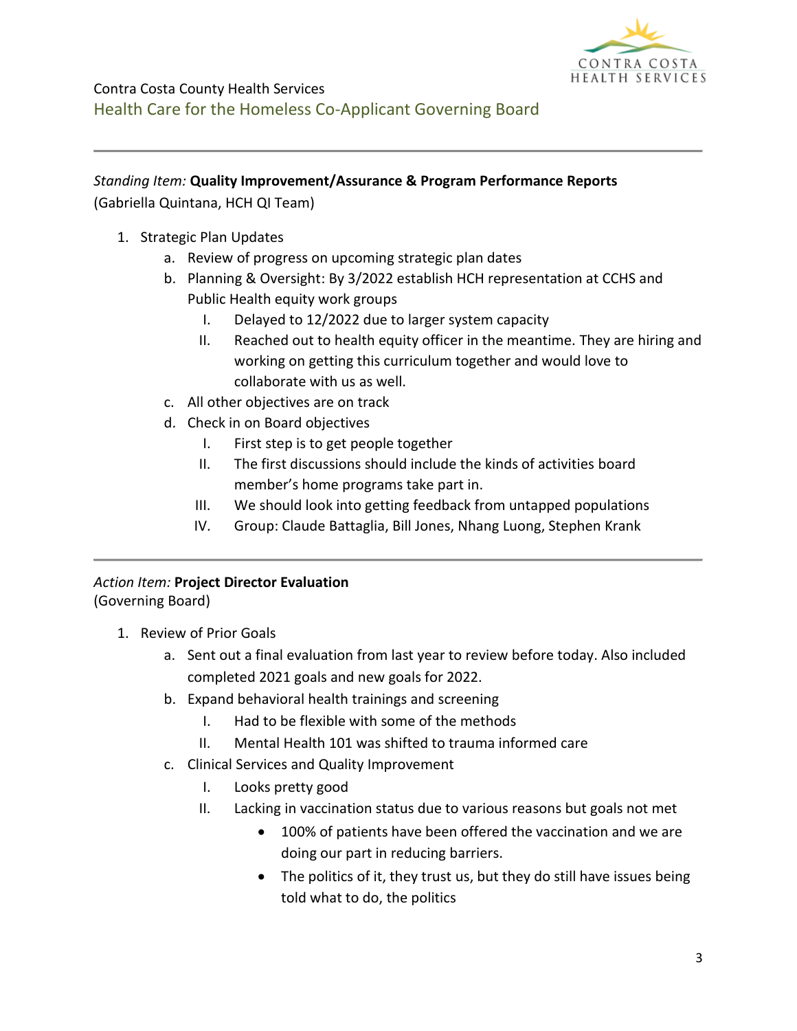Contra Costa County Health Services

Health Care for the Homeless Co-Applicant Governing Board

---

*Standing Item:* **Quality Improvement/Assurance & Program Performance Reports**
(Gabriella Quintana, HCH QI Team)

1. Strategic Plan Updates
   a. Review of progress on upcoming strategic plan dates
   b. Planning & Oversight: By 3/2022 establish HCH representation at CCHS and Public Health equity work groups
      I. Delayed to 12/2022 due to larger system capacity
      II. Reached out to health equity officer in the meantime. They are hiring and working on getting this curriculum together and would love to collaborate with us as well.
   c. All other objectives are on track
   d. Check in on Board objectives
      I. First step is to get people together
      II. The first discussions should include the kinds of activities board member's home programs take part in.
      III. We should look into getting feedback from untapped populations
      IV. Group: Claude Battaglia, Bill Jones, Nhang Luong, Stephen Krank

---

*Action Item:* **Project Director Evaluation**
(Governing Board)

1. Review of Prior Goals
   a. Sent out a final evaluation from last year to review before today. Also included completed 2021 goals and new goals for 2022.
   b. Expand behavioral health trainings and screening
      I. Had to be flexible with some of the methods
      II. Mental Health 101 was shifted to trauma informed care
   c. Clinical Services and Quality Improvement
      I. Looks pretty good
      II. Lacking in vaccination status due to various reasons but goals not met
         - 100% of patients have been offered the vaccination and we are doing our part in reducing barriers.
         - The politics of it, they trust us, but they do still have issues being told what to do, the politics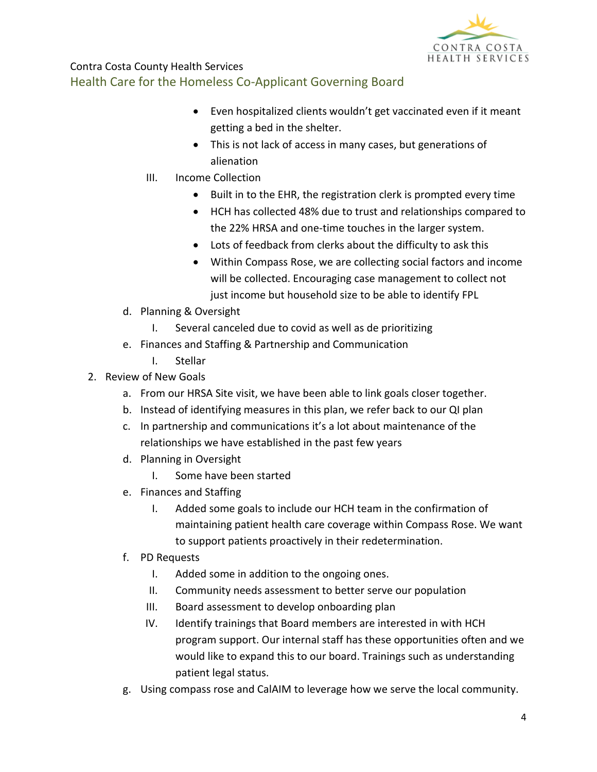- Even hospitalized clients wouldn't get vaccinated even if it meant getting a bed in the shelter.
- This is not lack of access in many cases, but generations of alienation

III. Income Collection

- Built in to the EHR, the registration clerk is prompted every time
- HCH has collected 48% due to trust and relationships compared to the 22% HRSA and one-time touches in the larger system.
- Lots of feedback from clerks about the difficulty to ask this
- Within Compass Rose, we are collecting social factors and income will be collected. Encouraging case management to collect not just income but household size to be able to identify FPL

d. Planning & Oversight

I. Several canceled due to covid as well as de prioritizing

e. Finances and Staffing & Partnership and Communication

I. Stellar

2. Review of New Goals

a. From our HRSA Site visit, we have been able to link goals closer together.

b. Instead of identifying measures in this plan, we refer back to our QI plan

c. In partnership and communications it's a lot about maintenance of the relationships we have established in the past few years

d. Planning in Oversight

I. Some have been started

e. Finances and Staffing

I. Added some goals to include our HCH team in the confirmation of maintaining patient health care coverage within Compass Rose. We want to support patients proactively in their redetermination.

f. PD Requests

I. Added some in addition to the ongoing ones.

II. Community needs assessment to better serve our population

III. Board assessment to develop onboarding plan

IV. Identify trainings that Board members are interested in with HCH program support. Our internal staff has these opportunities often and we would like to expand this to our board. Trainings such as understanding patient legal status.

g. Using compass rose and CalAIM to leverage how we serve the local community.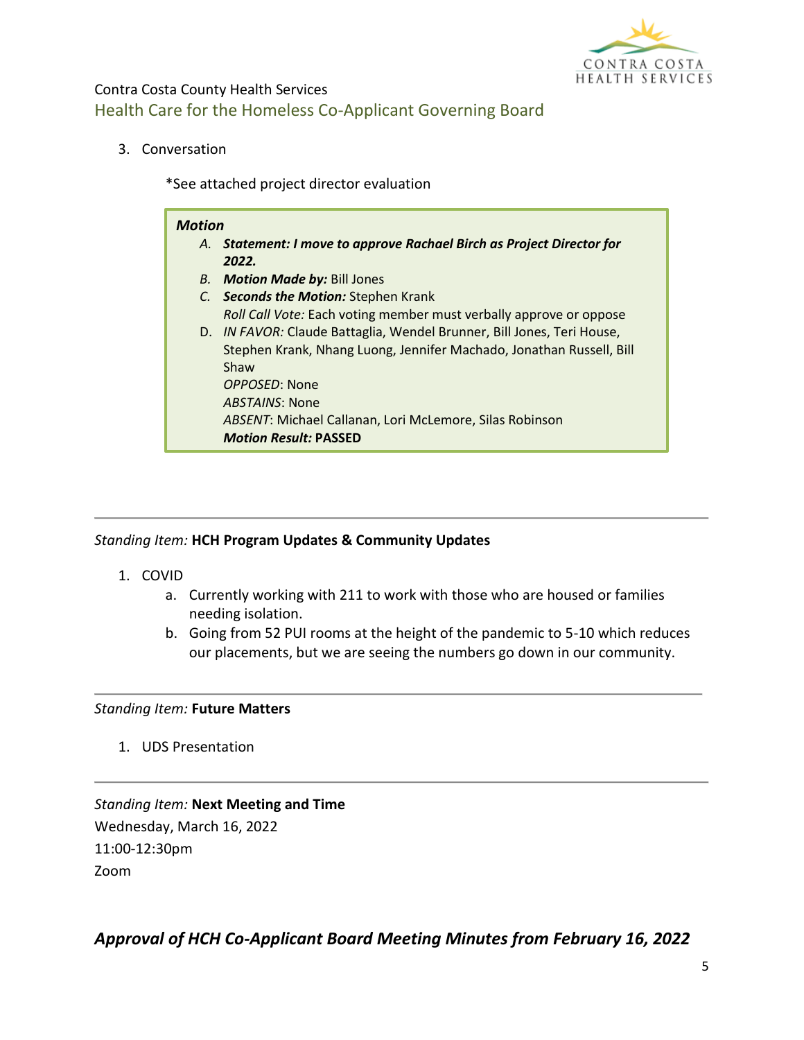Contra Costa County Health Services

Health Care for the Homeless Co-Applicant Governing Board

3. Conversation

   *See attached project director evaluation

> ***Motion***
>
> A. ***Statement: I move to approve Rachael Birch as Project Director for 2022.***
> B. ***Motion Made by:*** Bill Jones
> C. ***Seconds the Motion:*** Stephen Krank
>    *Roll Call Vote:* Each voting member must verbally approve or oppose
> D. *IN FAVOR:* Claude Battaglia, Wendel Brunner, Bill Jones, Teri House, Stephen Krank, Nhang Luong, Jennifer Machado, Jonathan Russell, Bill Shaw
>    *OPPOSED*: None
>    *ABSTAINS*: None
>    *ABSENT*: Michael Callanan, Lori McLemore, Silas Robinson
>    ***Motion Result:*** **PASSED**

---

*Standing Item:* **HCH Program Updates & Community Updates**

1. COVID
   a. Currently working with 211 to work with those who are housed or families needing isolation.
   b. Going from 52 PUI rooms at the height of the pandemic to 5-10 which reduces our placements, but we are seeing the numbers go down in our community.

---

*Standing Item:* **Future Matters**

1. UDS Presentation

---

*Standing Item:* **Next Meeting and Time**

Wednesday, March 16, 2022

11:00-12:30pm

Zoom

***Approval of HCH Co-Applicant Board Meeting Minutes from February 16, 2022***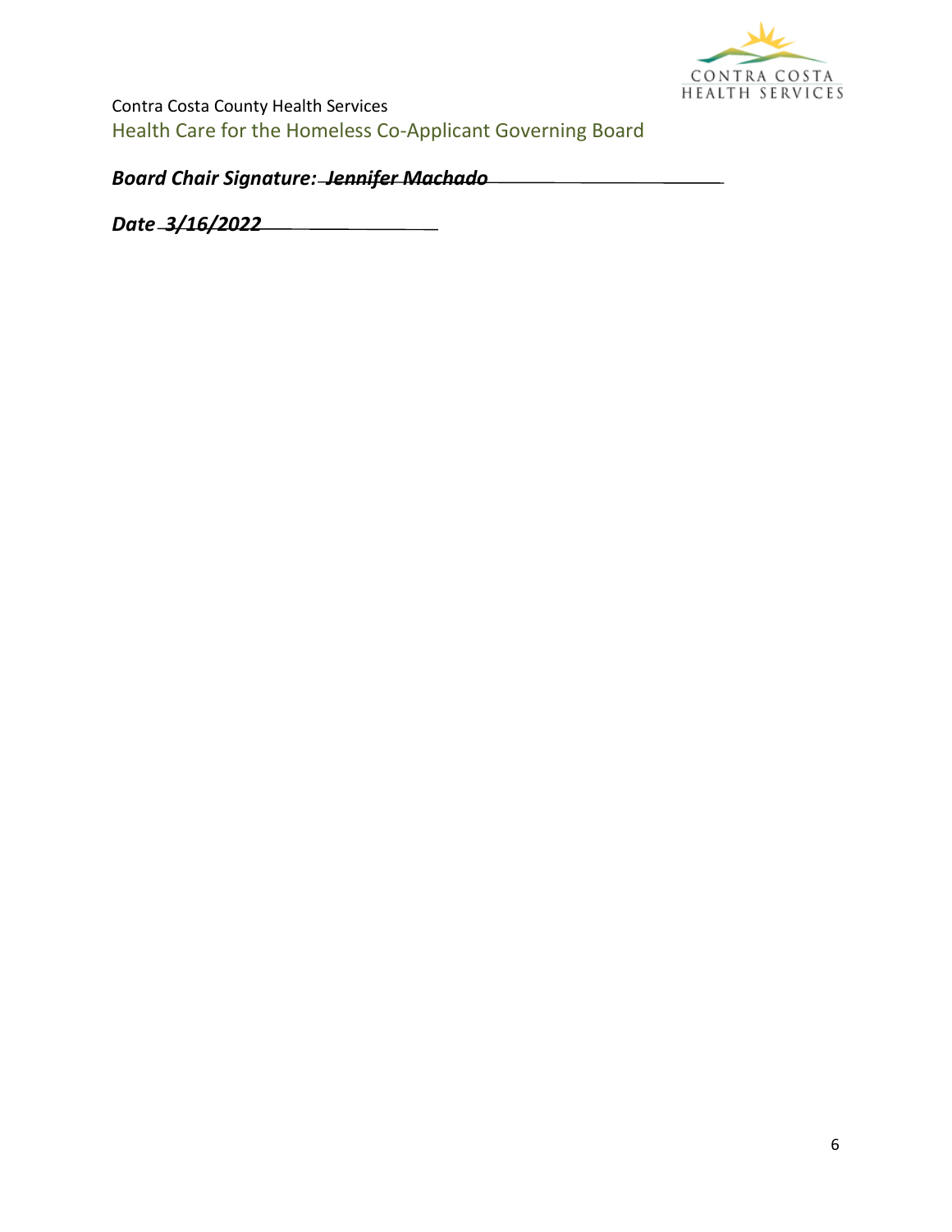Contra Costa County Health Services

Health Care for the Homeless Co-Applicant Governing Board

***Board Chair Signature: Jennifer Machado***

***Date 3/16/2022***